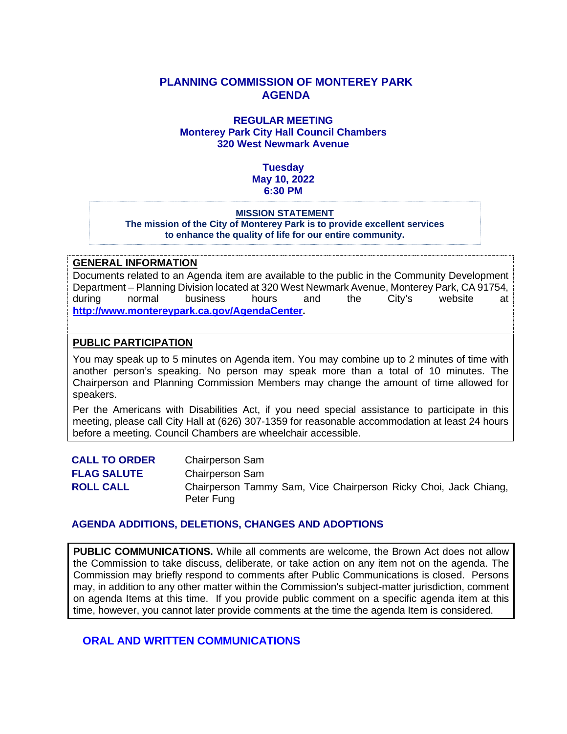# PLANNING COMMISSION OF MONTEREY PARK AGENDA

**REGULAR MEETING**
**Monterey Park City Hall Council Chambers**
**320 West Newmark Avenue**

**Tuesday**
**May 10, 2022**
**6:30 PM**

**MISSION STATEMENT**
**The mission of the City of Monterey Park is to provide excellent services to enhance the quality of life for our entire community.**

## GENERAL INFORMATION

Documents related to an Agenda item are available to the public in the Community Development Department – Planning Division located at 320 West Newmark Avenue, Monterey Park, CA 91754, during normal business hours and the City's website at **http://www.montereypark.ca.gov/AgendaCenter.**

## PUBLIC PARTICIPATION

You may speak up to 5 minutes on Agenda item. You may combine up to 2 minutes of time with another person's speaking. No person may speak more than a total of 10 minutes. The Chairperson and Planning Commission Members may change the amount of time allowed for speakers.

Per the Americans with Disabilities Act, if you need special assistance to participate in this meeting, please call City Hall at (626) 307-1359 for reasonable accommodation at least 24 hours before a meeting. Council Chambers are wheelchair accessible.

**CALL TO ORDER** Chairperson Sam

**FLAG SALUTE** Chairperson Sam

**ROLL CALL** Chairperson Tammy Sam, Vice Chairperson Ricky Choi, Jack Chiang, Peter Fung

## AGENDA ADDITIONS, DELETIONS, CHANGES AND ADOPTIONS

**PUBLIC COMMUNICATIONS.** While all comments are welcome, the Brown Act does not allow the Commission to take discuss, deliberate, or take action on any item not on the agenda. The Commission may briefly respond to comments after Public Communications is closed. Persons may, in addition to any other matter within the Commission's subject-matter jurisdiction, comment on agenda Items at this time. If you provide public comment on a specific agenda item at this time, however, you cannot later provide comments at the time the agenda Item is considered.

## ORAL AND WRITTEN COMMUNICATIONS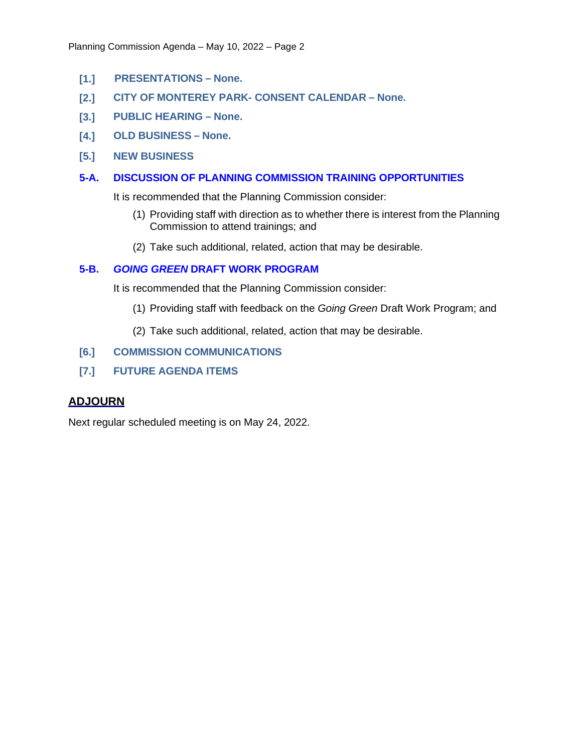**[1.] PRESENTATIONS – None.**

**[2.] CITY OF MONTEREY PARK- CONSENT CALENDAR – None.**

**[3.] PUBLIC HEARING – None.**

**[4.] OLD BUSINESS – None.**

**[5.] NEW BUSINESS**

**5-A. DISCUSSION OF PLANNING COMMISSION TRAINING OPPORTUNITIES**

It is recommended that the Planning Commission consider:

(1) Providing staff with direction as to whether there is interest from the Planning Commission to attend trainings; and

(2) Take such additional, related, action that may be desirable.

**5-B. *GOING GREEN* DRAFT WORK PROGRAM**

It is recommended that the Planning Commission consider:

(1) Providing staff with feedback on the *Going Green* Draft Work Program; and

(2) Take such additional, related, action that may be desirable.

**[6.] COMMISSION COMMUNICATIONS**

**[7.] FUTURE AGENDA ITEMS**

## ADJOURN

Next regular scheduled meeting is on May 24, 2022.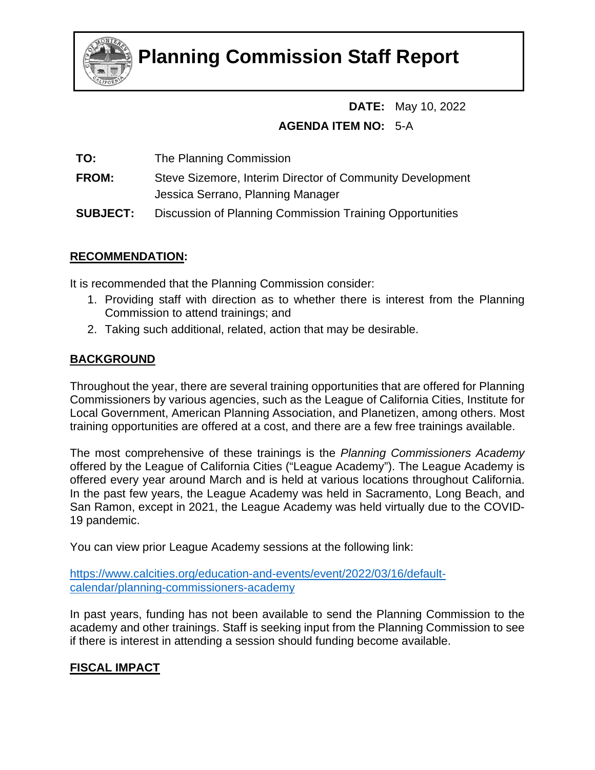# Planning Commission Staff Report

**DATE:** May 10, 2022

**AGENDA ITEM NO:** 5-A

**TO:** The Planning Commission

**FROM:** Steve Sizemore, Interim Director of Community Development
Jessica Serrano, Planning Manager

**SUBJECT:** Discussion of Planning Commission Training Opportunities

## RECOMMENDATION:

It is recommended that the Planning Commission consider:

1. Providing staff with direction as to whether there is interest from the Planning Commission to attend trainings; and
2. Taking such additional, related, action that may be desirable.

## BACKGROUND

Throughout the year, there are several training opportunities that are offered for Planning Commissioners by various agencies, such as the League of California Cities, Institute for Local Government, American Planning Association, and Planetizen, among others. Most training opportunities are offered at a cost, and there are a few free trainings available.

The most comprehensive of these trainings is the *Planning Commissioners Academy* offered by the League of California Cities ("League Academy"). The League Academy is offered every year around March and is held at various locations throughout California. In the past few years, the League Academy was held in Sacramento, Long Beach, and San Ramon, except in 2021, the League Academy was held virtually due to the COVID-19 pandemic.

You can view prior League Academy sessions at the following link:

[https://www.calcities.org/education-and-events/event/2022/03/16/default-calendar/planning-commissioners-academy](https://www.calcities.org/education-and-events/event/2022/03/16/default-calendar/planning-commissioners-academy)

In past years, funding has not been available to send the Planning Commission to the academy and other trainings. Staff is seeking input from the Planning Commission to see if there is interest in attending a session should funding become available.

## FISCAL IMPACT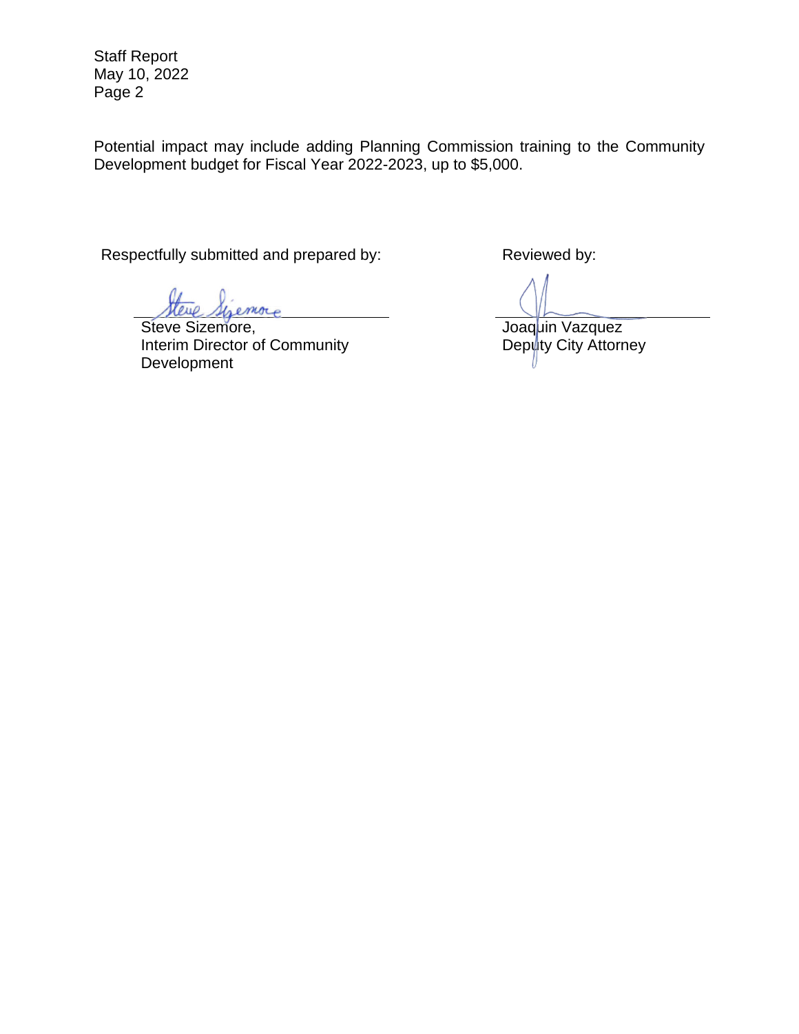Potential impact may include adding Planning Commission training to the Community Development budget for Fiscal Year 2022-2023, up to $5,000.

Respectfully submitted and prepared by:

Steve Sizemore,
Interim Director of Community Development

Reviewed by:

Joaquin Vazquez
Deputy City Attorney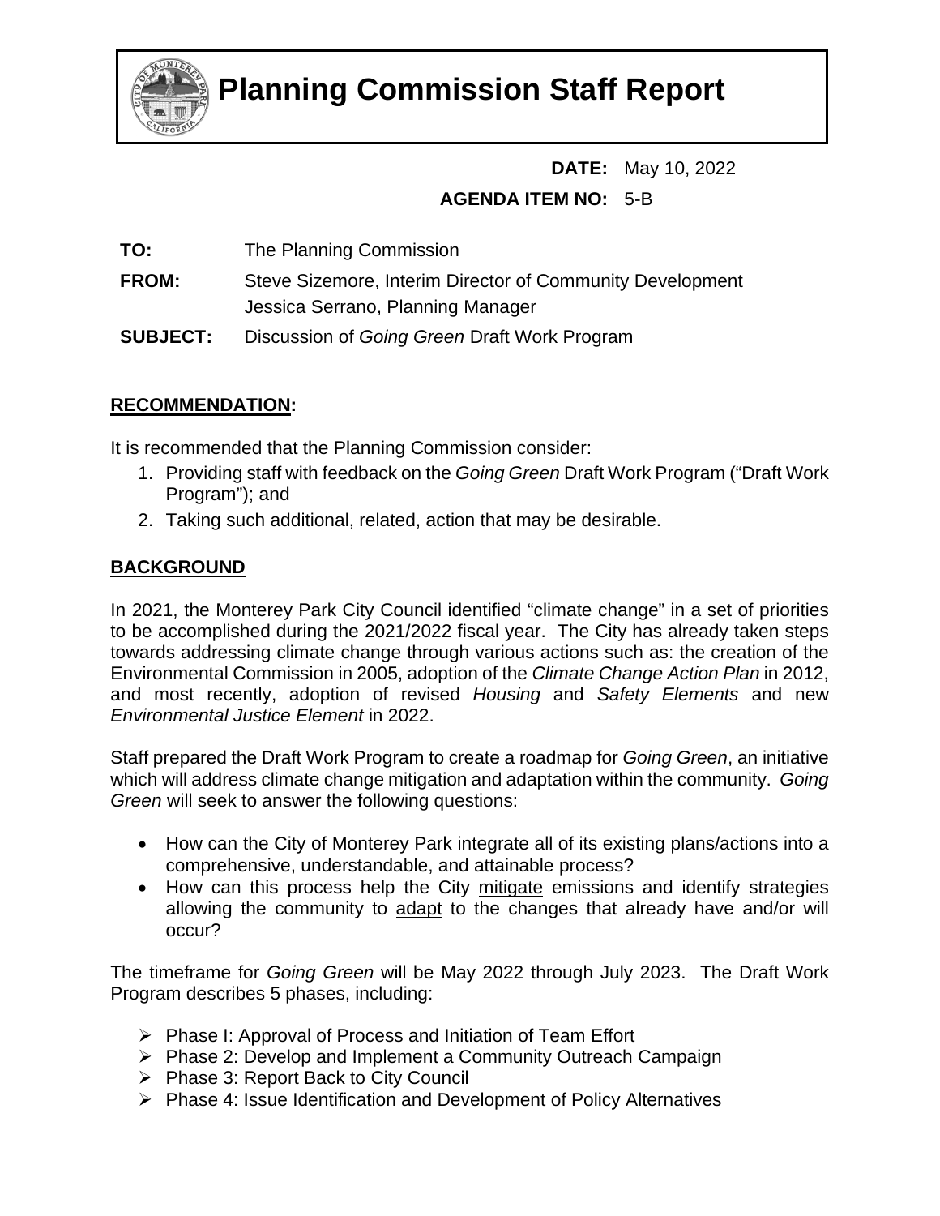# Planning Commission Staff Report

**DATE:** May 10, 2022

**AGENDA ITEM NO:** 5-B

**TO:** The Planning Commission

**FROM:** Steve Sizemore, Interim Director of Community Development
Jessica Serrano, Planning Manager

**SUBJECT:** Discussion of *Going Green* Draft Work Program

## RECOMMENDATION:

It is recommended that the Planning Commission consider:

1. Providing staff with feedback on the *Going Green* Draft Work Program ("Draft Work Program"); and
2. Taking such additional, related, action that may be desirable.

## BACKGROUND

In 2021, the Monterey Park City Council identified "climate change" in a set of priorities to be accomplished during the 2021/2022 fiscal year. The City has already taken steps towards addressing climate change through various actions such as: the creation of the Environmental Commission in 2005, adoption of the *Climate Change Action Plan* in 2012, and most recently, adoption of revised *Housing* and *Safety Elements* and new *Environmental Justice Element* in 2022.

Staff prepared the Draft Work Program to create a roadmap for *Going Green*, an initiative which will address climate change mitigation and adaptation within the community. *Going Green* will seek to answer the following questions:

- How can the City of Monterey Park integrate all of its existing plans/actions into a comprehensive, understandable, and attainable process?
- How can this process help the City mitigate emissions and identify strategies allowing the community to adapt to the changes that already have and/or will occur?

The timeframe for *Going Green* will be May 2022 through July 2023. The Draft Work Program describes 5 phases, including:

- Phase I: Approval of Process and Initiation of Team Effort
- Phase 2: Develop and Implement a Community Outreach Campaign
- Phase 3: Report Back to City Council
- Phase 4: Issue Identification and Development of Policy Alternatives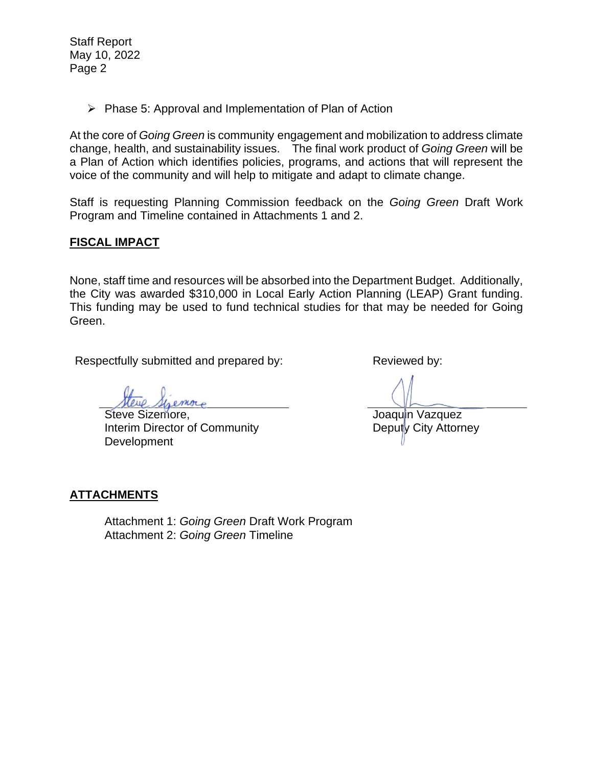- Phase 5: Approval and Implementation of Plan of Action

At the core of *Going Green* is community engagement and mobilization to address climate change, health, and sustainability issues. The final work product of *Going Green* will be a Plan of Action which identifies policies, programs, and actions that will represent the voice of the community and will help to mitigate and adapt to climate change.

Staff is requesting Planning Commission feedback on the *Going Green* Draft Work Program and Timeline contained in Attachments 1 and 2.

## FISCAL IMPACT

None, staff time and resources will be absorbed into the Department Budget. Additionally, the City was awarded $310,000 in Local Early Action Planning (LEAP) Grant funding. This funding may be used to fund technical studies for that may be needed for Going Green.

Respectfully submitted and prepared by:

Steve Sizemore,
Interim Director of Community Development

Reviewed by:

Joaquin Vazquez
Deputy City Attorney

## ATTACHMENTS

Attachment 1: *Going Green* Draft Work Program
Attachment 2: *Going Green* Timeline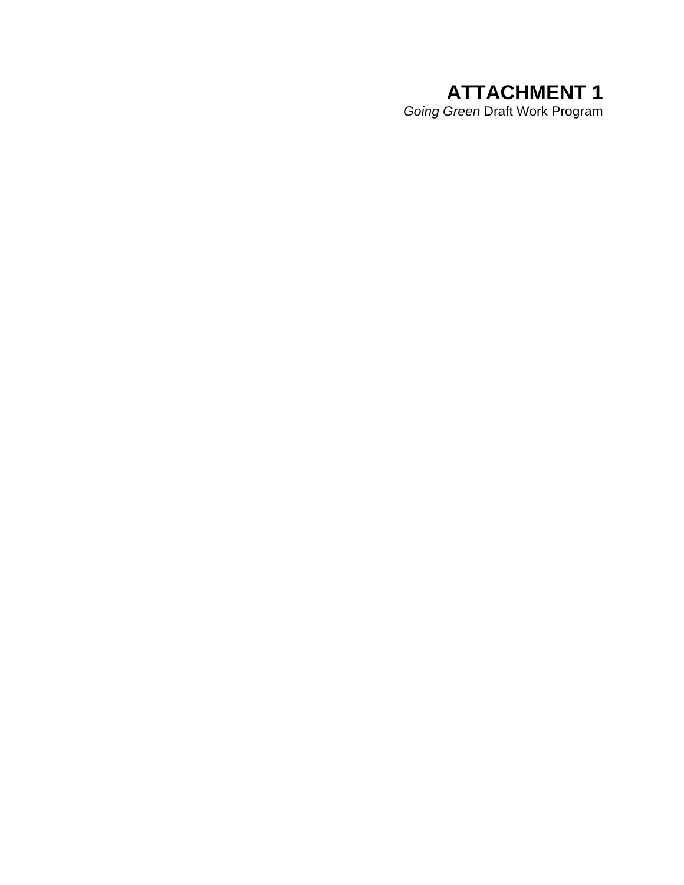# ATTACHMENT 1

*Going Green* Draft Work Program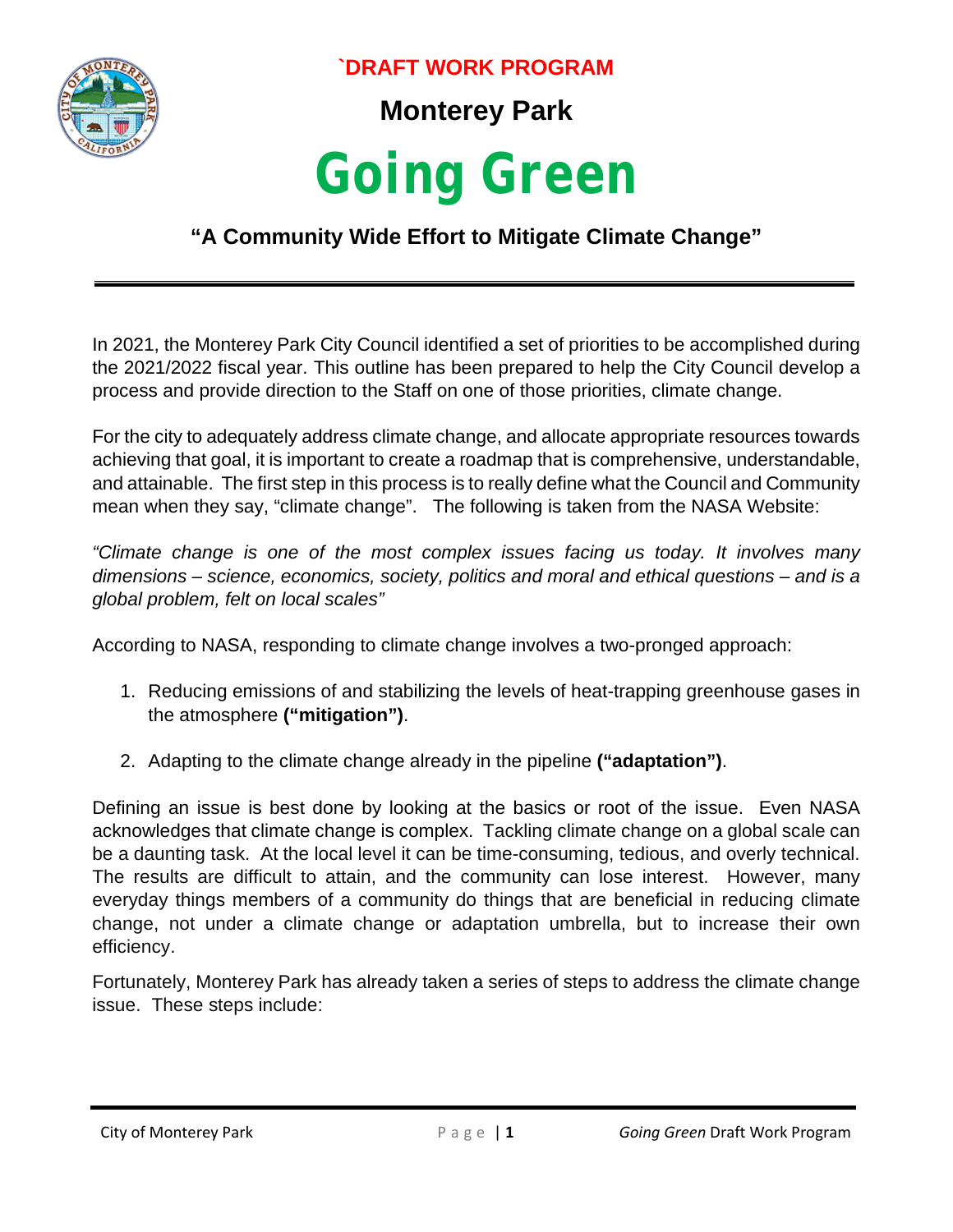`DRAFT WORK PROGRAM

**Monterey Park**

# Going Green

## "A Community Wide Effort to Mitigate Climate Change"

---

In 2021, the Monterey Park City Council identified a set of priorities to be accomplished during the 2021/2022 fiscal year. This outline has been prepared to help the City Council develop a process and provide direction to the Staff on one of those priorities, climate change.

For the city to adequately address climate change, and allocate appropriate resources towards achieving that goal, it is important to create a roadmap that is comprehensive, understandable, and attainable. The first step in this process is to really define what the Council and Community mean when they say, "climate change". The following is taken from the NASA Website:

*"Climate change is one of the most complex issues facing us today. It involves many dimensions – science, economics, society, politics and moral and ethical questions – and is a global problem, felt on local scales"*

According to NASA, responding to climate change involves a two-pronged approach:

1. Reducing emissions of and stabilizing the levels of heat-trapping greenhouse gases in the atmosphere **("mitigation")**.

2. Adapting to the climate change already in the pipeline **("adaptation")**.

Defining an issue is best done by looking at the basics or root of the issue. Even NASA acknowledges that climate change is complex. Tackling climate change on a global scale can be a daunting task. At the local level it can be time-consuming, tedious, and overly technical. The results are difficult to attain, and the community can lose interest. However, many everyday things members of a community do things that are beneficial in reducing climate change, not under a climate change or adaptation umbrella, but to increase their own efficiency.

Fortunately, Monterey Park has already taken a series of steps to address the climate change issue. These steps include: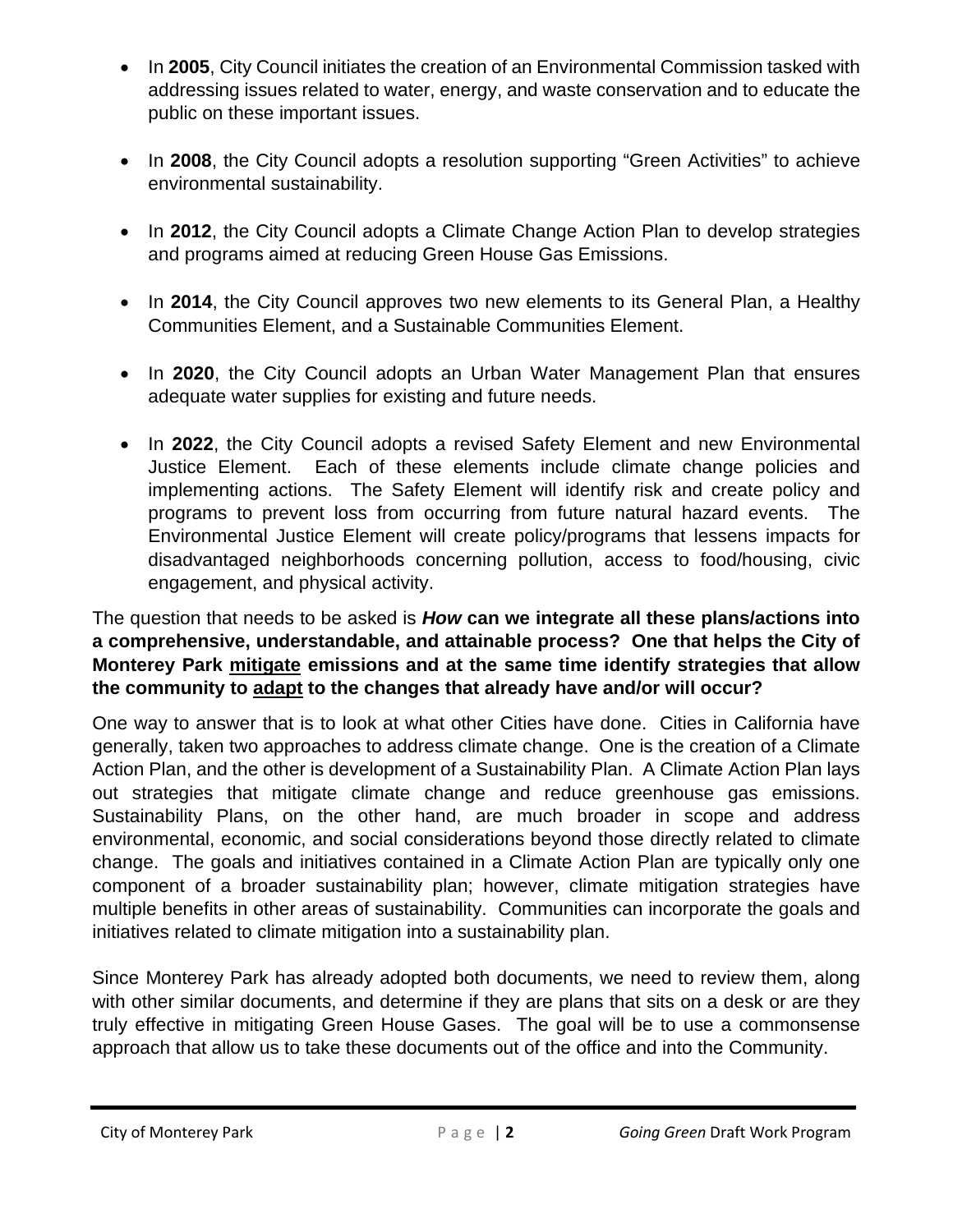- In **2005**, City Council initiates the creation of an Environmental Commission tasked with addressing issues related to water, energy, and waste conservation and to educate the public on these important issues.

- In **2008**, the City Council adopts a resolution supporting "Green Activities" to achieve environmental sustainability.

- In **2012**, the City Council adopts a Climate Change Action Plan to develop strategies and programs aimed at reducing Green House Gas Emissions.

- In **2014**, the City Council approves two new elements to its General Plan, a Healthy Communities Element, and a Sustainable Communities Element.

- In **2020**, the City Council adopts an Urban Water Management Plan that ensures adequate water supplies for existing and future needs.

- In **2022**, the City Council adopts a revised Safety Element and new Environmental Justice Element. Each of these elements include climate change policies and implementing actions. The Safety Element will identify risk and create policy and programs to prevent loss from occurring from future natural hazard events. The Environmental Justice Element will create policy/programs that lessens impacts for disadvantaged neighborhoods concerning pollution, access to food/housing, civic engagement, and physical activity.

The question that needs to be asked is ***How*** **can we integrate all these plans/actions into a comprehensive, understandable, and attainable process? One that helps the City of Monterey Park <u>mitigate</u> emissions and at the same time identify strategies that allow the community to <u>adapt</u> to the changes that already have and/or will occur?**

One way to answer that is to look at what other Cities have done. Cities in California have generally, taken two approaches to address climate change. One is the creation of a Climate Action Plan, and the other is development of a Sustainability Plan. A Climate Action Plan lays out strategies that mitigate climate change and reduce greenhouse gas emissions. Sustainability Plans, on the other hand, are much broader in scope and address environmental, economic, and social considerations beyond those directly related to climate change. The goals and initiatives contained in a Climate Action Plan are typically only one component of a broader sustainability plan; however, climate mitigation strategies have multiple benefits in other areas of sustainability. Communities can incorporate the goals and initiatives related to climate mitigation into a sustainability plan.

Since Monterey Park has already adopted both documents, we need to review them, along with other similar documents, and determine if they are plans that sits on a desk or are they truly effective in mitigating Green House Gases. The goal will be to use a commonsense approach that allow us to take these documents out of the office and into the Community.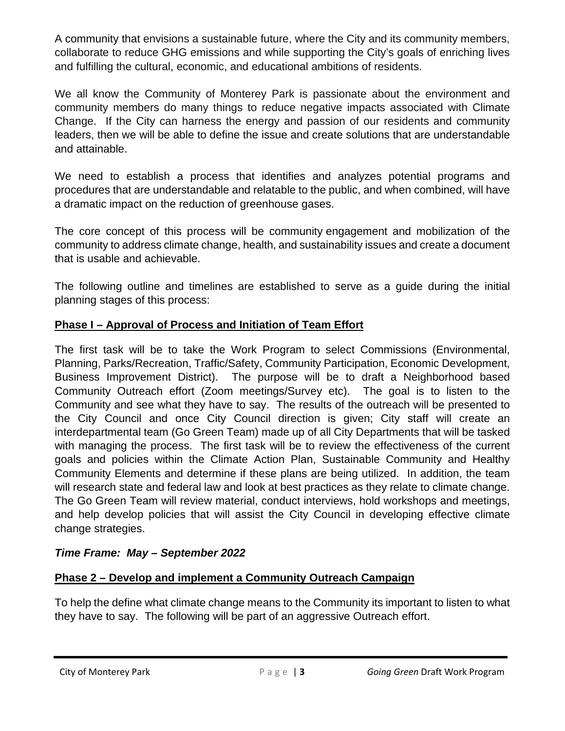A community that envisions a sustainable future, where the City and its community members, collaborate to reduce GHG emissions and while supporting the City's goals of enriching lives and fulfilling the cultural, economic, and educational ambitions of residents.

We all know the Community of Monterey Park is passionate about the environment and community members do many things to reduce negative impacts associated with Climate Change. If the City can harness the energy and passion of our residents and community leaders, then we will be able to define the issue and create solutions that are understandable and attainable.

We need to establish a process that identifies and analyzes potential programs and procedures that are understandable and relatable to the public, and when combined, will have a dramatic impact on the reduction of greenhouse gases.

The core concept of this process will be community engagement and mobilization of the community to address climate change, health, and sustainability issues and create a document that is usable and achievable.

The following outline and timelines are established to serve as a guide during the initial planning stages of this process:

## Phase I – Approval of Process and Initiation of Team Effort

The first task will be to take the Work Program to select Commissions (Environmental, Planning, Parks/Recreation, Traffic/Safety, Community Participation, Economic Development, Business Improvement District). The purpose will be to draft a Neighborhood based Community Outreach effort (Zoom meetings/Survey etc). The goal is to listen to the Community and see what they have to say. The results of the outreach will be presented to the City Council and once City Council direction is given; City staff will create an interdepartmental team (Go Green Team) made up of all City Departments that will be tasked with managing the process. The first task will be to review the effectiveness of the current goals and policies within the Climate Action Plan, Sustainable Community and Healthy Community Elements and determine if these plans are being utilized. In addition, the team will research state and federal law and look at best practices as they relate to climate change. The Go Green Team will review material, conduct interviews, hold workshops and meetings, and help develop policies that will assist the City Council in developing effective climate change strategies.

***Time Frame: May – September 2022***

## Phase 2 – Develop and implement a Community Outreach Campaign

To help the define what climate change means to the Community its important to listen to what they have to say. The following will be part of an aggressive Outreach effort.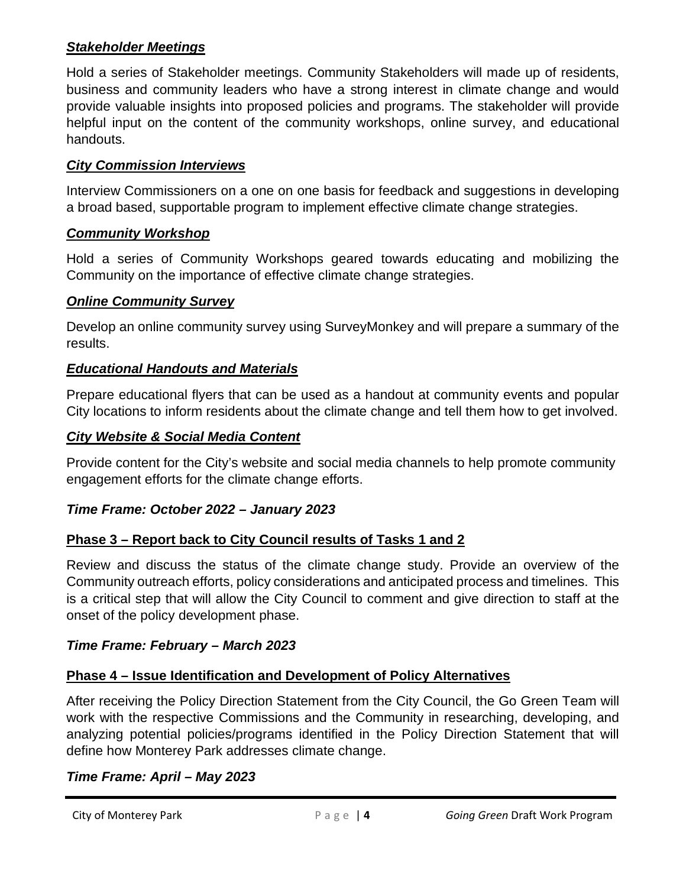***Stakeholder Meetings***

Hold a series of Stakeholder meetings. Community Stakeholders will made up of residents, business and community leaders who have a strong interest in climate change and would provide valuable insights into proposed policies and programs. The stakeholder will provide helpful input on the content of the community workshops, online survey, and educational handouts.

***City Commission Interviews***

Interview Commissioners on a one on one basis for feedback and suggestions in developing a broad based, supportable program to implement effective climate change strategies.

***Community Workshop***

Hold a series of Community Workshops geared towards educating and mobilizing the Community on the importance of effective climate change strategies.

***Online Community Survey***

Develop an online community survey using SurveyMonkey and will prepare a summary of the results.

***Educational Handouts and Materials***

Prepare educational flyers that can be used as a handout at community events and popular City locations to inform residents about the climate change and tell them how to get involved.

***City Website & Social Media Content***

Provide content for the City's website and social media channels to help promote community engagement efforts for the climate change efforts.

***Time Frame: October 2022 – January 2023***

**Phase 3 – Report back to City Council results of Tasks 1 and 2**

Review and discuss the status of the climate change study. Provide an overview of the Community outreach efforts, policy considerations and anticipated process and timelines. This is a critical step that will allow the City Council to comment and give direction to staff at the onset of the policy development phase.

***Time Frame: February – March 2023***

**Phase 4 – Issue Identification and Development of Policy Alternatives**

After receiving the Policy Direction Statement from the City Council, the Go Green Team will work with the respective Commissions and the Community in researching, developing, and analyzing potential policies/programs identified in the Policy Direction Statement that will define how Monterey Park addresses climate change.

***Time Frame: April – May 2023***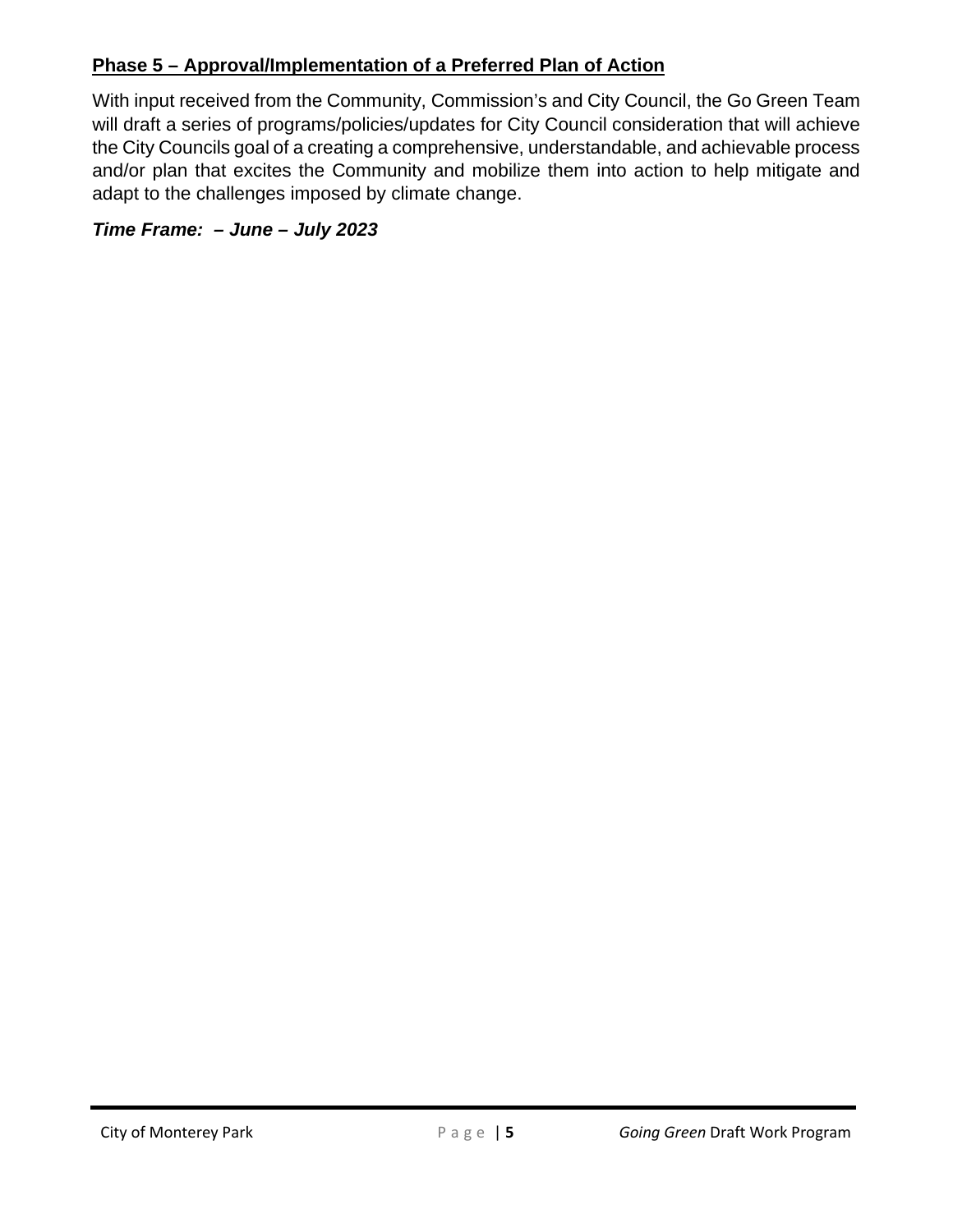**<u>Phase 5 – Approval/Implementation of a Preferred Plan of Action</u>**

With input received from the Community, Commission's and City Council, the Go Green Team will draft a series of programs/policies/updates for City Council consideration that will achieve the City Councils goal of a creating a comprehensive, understandable, and achievable process and/or plan that excites the Community and mobilize them into action to help mitigate and adapt to the challenges imposed by climate change.

***Time Frame: – June – July 2023***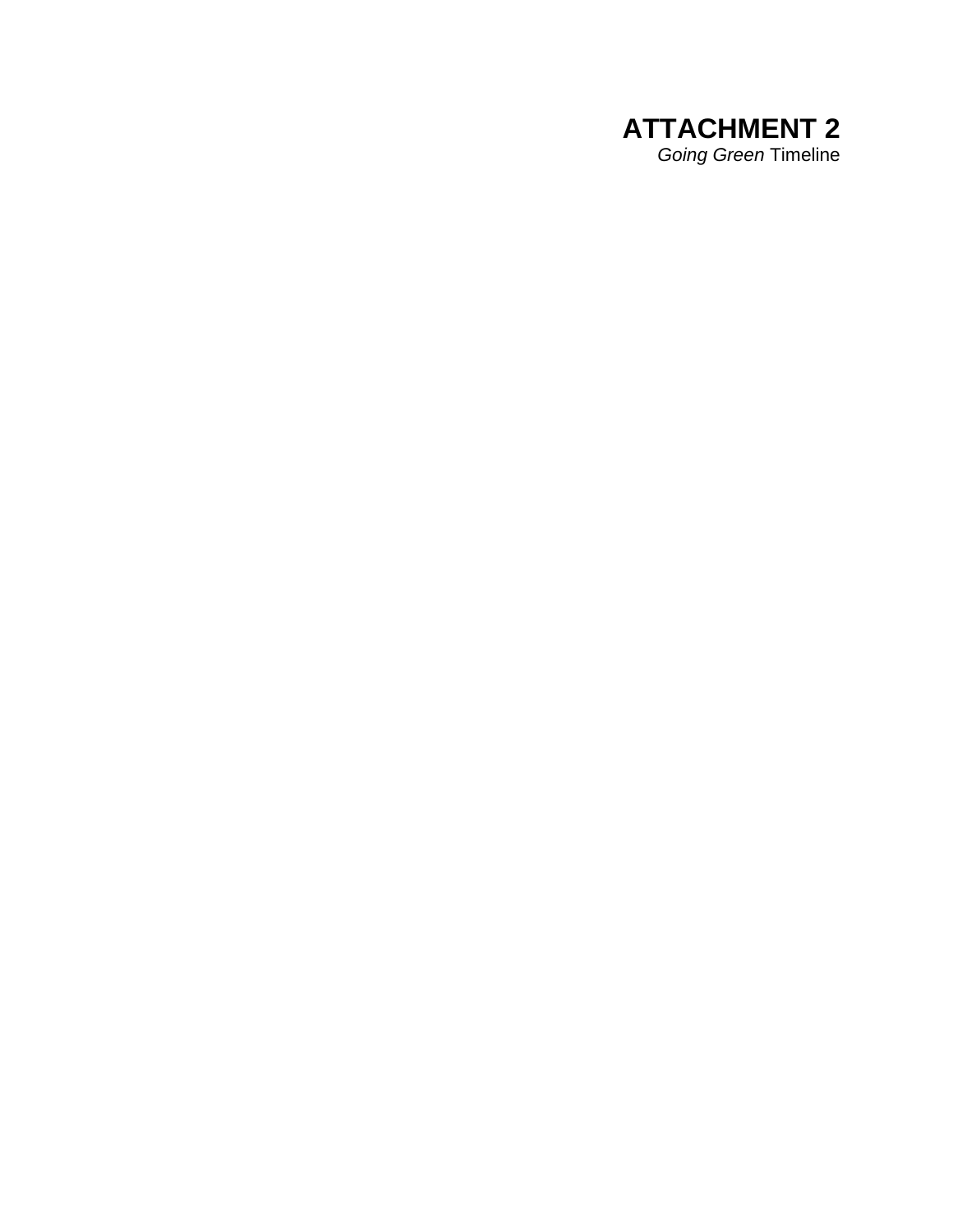# ATTACHMENT 2

*Going Green* Timeline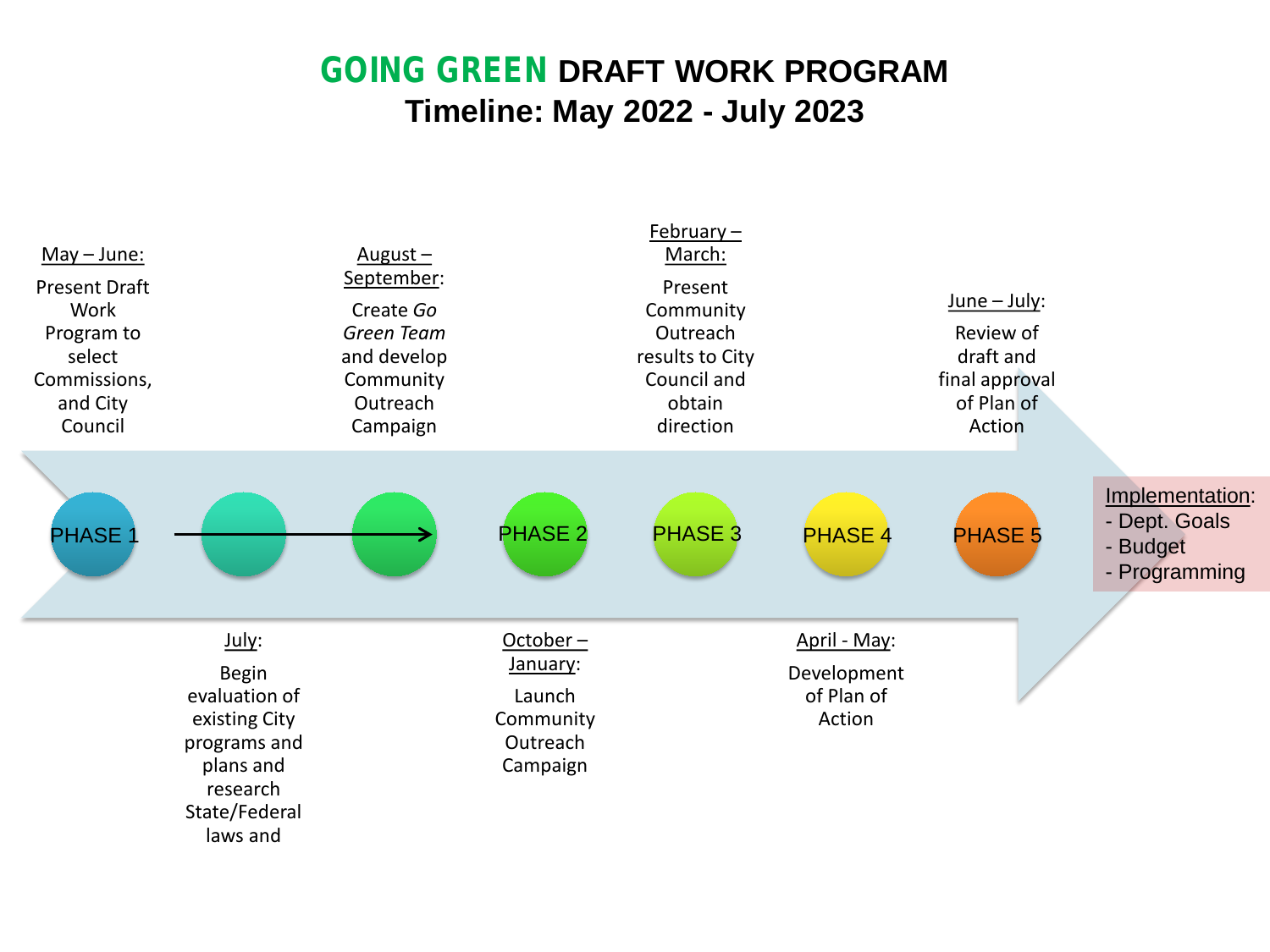# GOING GREEN DRAFT WORK PROGRAM

## Timeline: May 2022 - July 2023

May – June:

Present Draft Work Program to select Commissions, and City Council

August – September:

Create *Go Green Team* and develop Community Outreach Campaign

February – March:

Present Community Outreach results to City Council and obtain direction

June – July:

Review of draft and final approval of Plan of Action

PHASE 1

PHASE 2

PHASE 3

PHASE 4

PHASE 5

Implementation:
- Dept. Goals
- Budget
- Programming

July:

Begin evaluation of existing City programs and plans and research State/Federal laws and

October – January:

Launch Community Outreach Campaign

April - May:

Development of Plan of Action